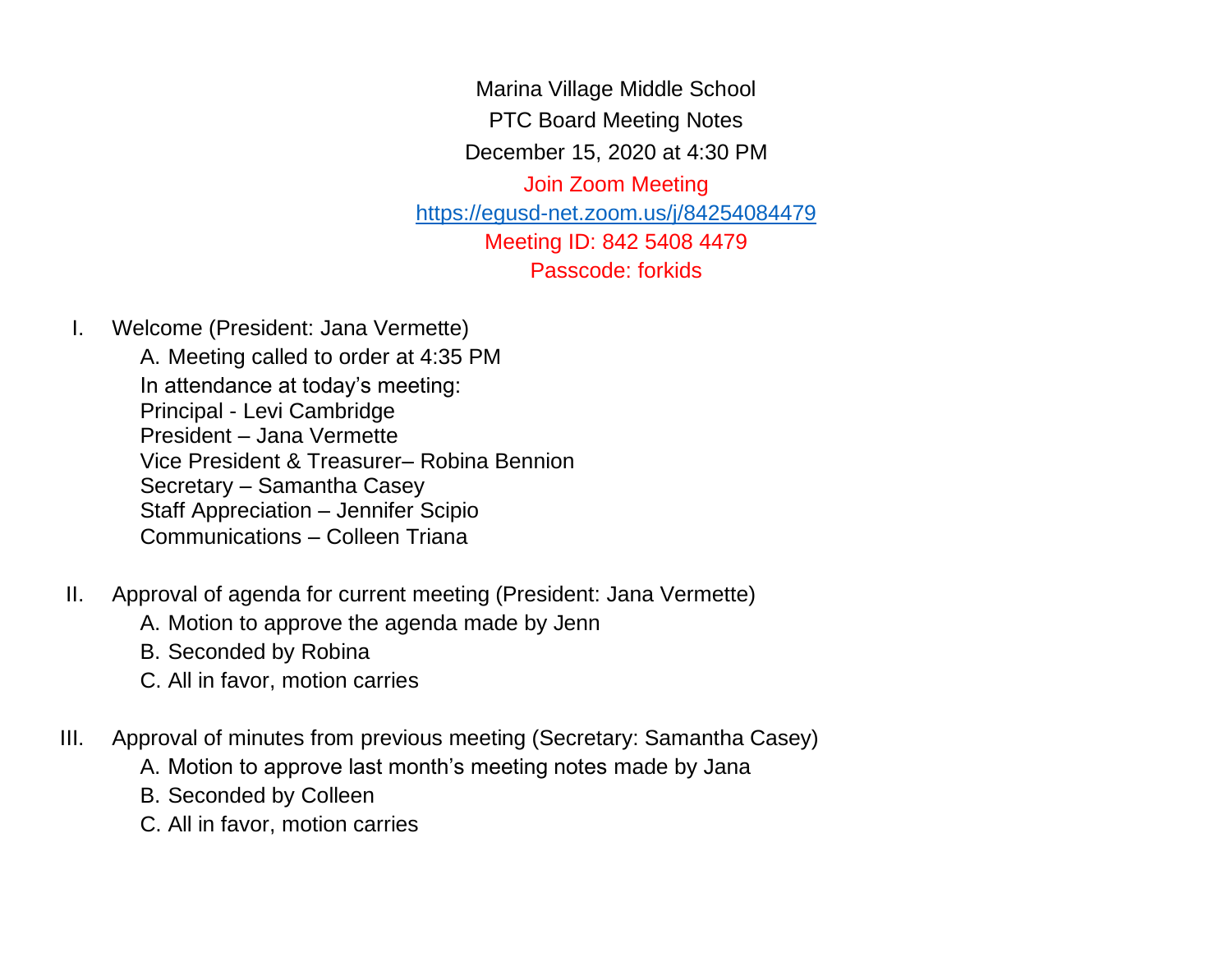Marina Village Middle School

PTC Board Meeting Notes

December 15, 2020 at 4:30 PM

Join Zoom Meeting

https://egusd-net.zoom.us/j/84254084479

Meeting ID: 842 5408 4479

Passcode: forkids

I. Welcome (President: Jana Vermette)
   - A. Meeting called to order at 4:35 PM

     In attendance at today's meeting:

     Principal - Levi Cambridge

     President – Jana Vermette

     Vice President & Treasurer– Robina Bennion

     Secretary – Samantha Casey

     Staff Appreciation – Jennifer Scipio

     Communications – Colleen Triana

II. Approval of agenda for current meeting (President: Jana Vermette)
   - A. Motion to approve the agenda made by Jenn
   - B. Seconded by Robina
   - C. All in favor, motion carries

III. Approval of minutes from previous meeting (Secretary: Samantha Casey)
   - A. Motion to approve last month's meeting notes made by Jana
   - B. Seconded by Colleen
   - C. All in favor, motion carries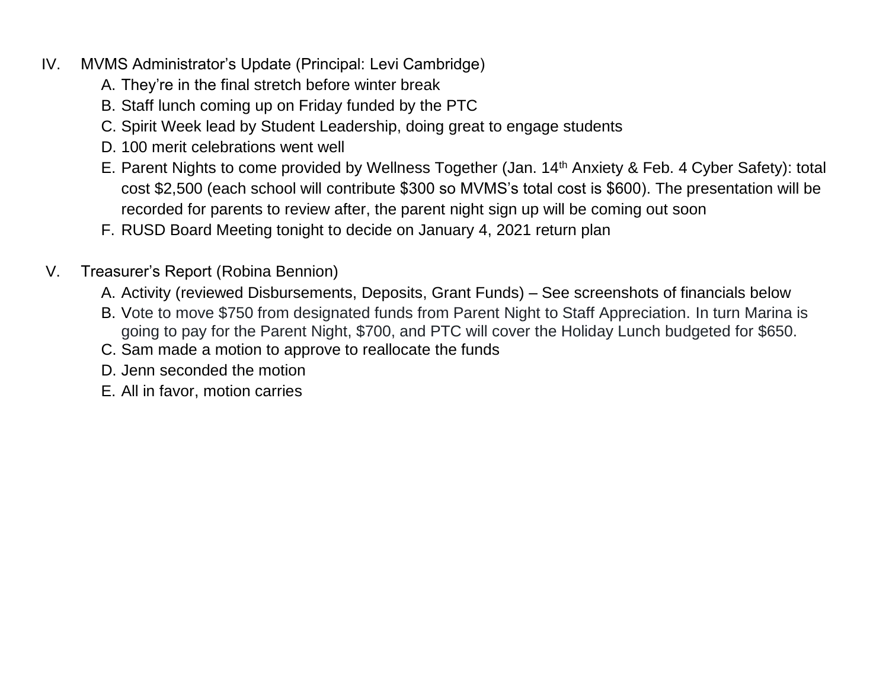IV. MVMS Administrator's Update (Principal: Levi Cambridge)

   A. They're in the final stretch before winter break

   B. Staff lunch coming up on Friday funded by the PTC

   C. Spirit Week lead by Student Leadership, doing great to engage students

   D. 100 merit celebrations went well

   E. Parent Nights to come provided by Wellness Together (Jan. 14th Anxiety & Feb. 4 Cyber Safety): total cost $2,500 (each school will contribute $300 so MVMS's total cost is $600). The presentation will be recorded for parents to review after, the parent night sign up will be coming out soon

   F. RUSD Board Meeting tonight to decide on January 4, 2021 return plan

V. Treasurer's Report (Robina Bennion)

   A. Activity (reviewed Disbursements, Deposits, Grant Funds) – See screenshots of financials below

   B. Vote to move $750 from designated funds from Parent Night to Staff Appreciation. In turn Marina is going to pay for the Parent Night, $700, and PTC will cover the Holiday Lunch budgeted for $650.

   C. Sam made a motion to approve to reallocate the funds

   D. Jenn seconded the motion

   E. All in favor, motion carries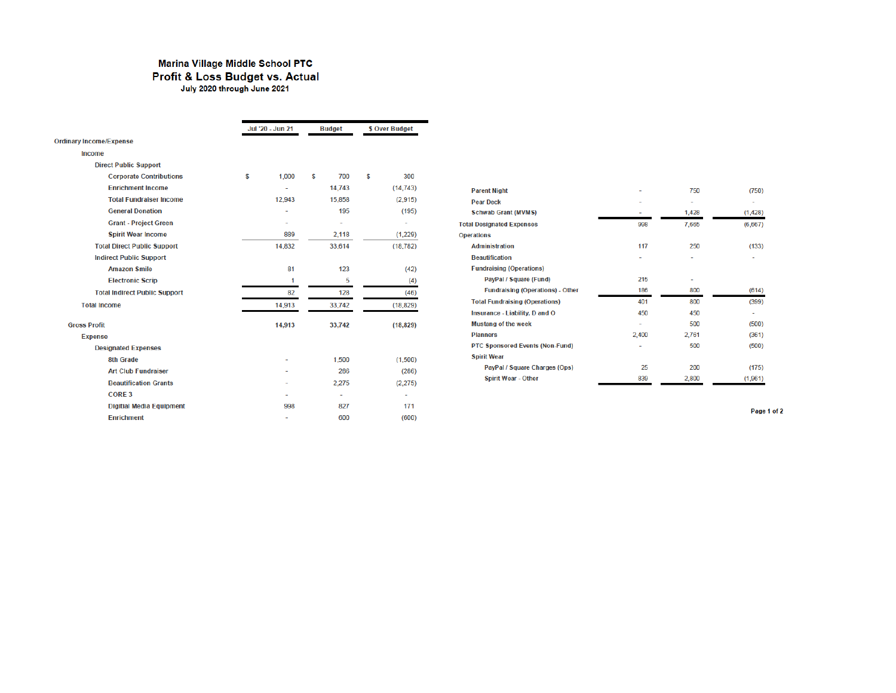# Marina Village Middle School PTC
## Profit & Loss Budget vs. Actual
### July 2020 through June 2021

| | Jul '20 - Jun 21 | Budget | $ Over Budget |
|---|---|---|---|
| **Ordinary Income/Expense** | | | |
| Income | | | |
| Direct Public Support | | | |
| Corporate Contributions | $ 1,000 | $ 700 | $ 300 |
| Enrichment Income | - | 14,743 | (14,743) |
| Total Fundraiser Income | 12,943 | 15,858 | (2,915) |
| General Donation | - | 195 | (195) |
| Grant - Project Green | - | - | - |
| Spirit Wear Income | 889 | 2,118 | (1,229) |
| Total Direct Public Support | 14,832 | 33,614 | (18,782) |
| Indirect Public Support | | | |
| Amazon Smile | 81 | 123 | (42) |
| Electronic Scrip | 1 | 5 | (4) |
| Total Indirect Public Support | 82 | 128 | (46) |
| Total Income | 14,913 | 33,742 | (18,829) |
| **Gross Profit** | 14,913 | 33,742 | (18,829) |
| Expense | | | |
| Designated Expenses | | | |
| 8th Grade | - | 1,500 | (1,500) |
| Art Club Fundraiser | - | 286 | (286) |
| Beautification Grants | - | 2,275 | (2,275) |
| CORE 3 | - | - | - |
| Digitial Media Equipment | 998 | 827 | 171 |
| Enrichment | - | 600 | (600) |
| Parent Night | - | 750 | (750) |
| Pear Deck | - | - | - |
| Schwab Grant (MVMS) | - | 1,428 | (1,428) |
| Total Designated Expenses | 998 | 7,665 | (6,667) |
| Operations | | | |
| Administration | 117 | 250 | (133) |
| Beautification | - | - | - |
| Fundraising (Operations) | | | |
| PayPal / Square (Fund) | 215 | - | |
| Fundraising (Operations) - Other | 186 | 800 | (614) |
| Total Fundraising (Operations) | 401 | 800 | (399) |
| Insurance - Liability, D and O | 450 | 450 | - |
| Mustang of the week | - | 500 | (500) |
| Planners | 2,400 | 2,761 | (361) |
| PTC Sponsored Events (Non-Fund) | - | 500 | (500) |
| Spirit Wear | | | |
| PayPal / Square Charges (Ops) | 25 | 200 | (175) |
| Spirit Wear - Other | 839 | 2,800 | (1,961) |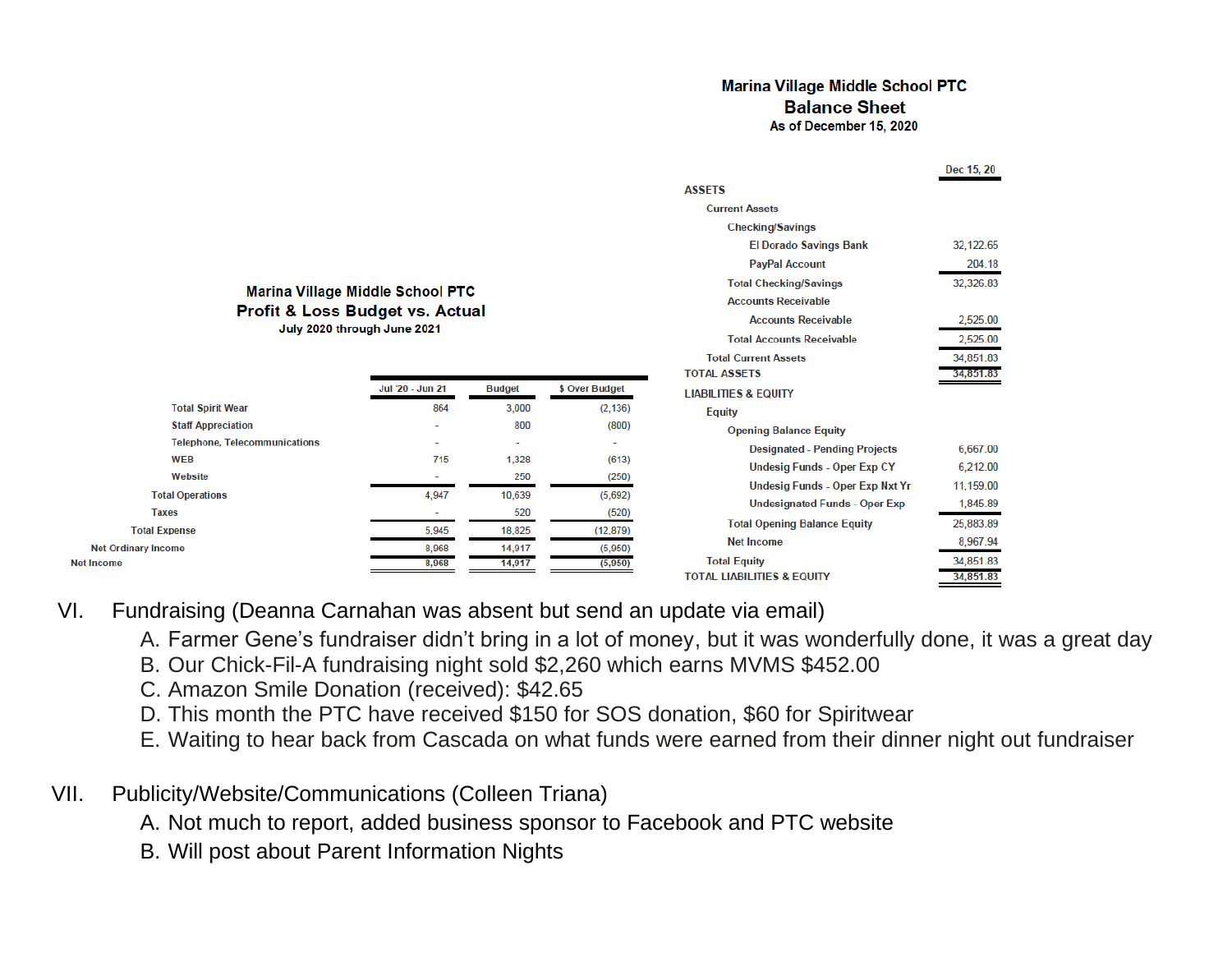**Marina Village Middle School PTC**
**Profit & Loss Budget vs. Actual**
**July 2020 through June 2021**

| | Jul '20 - Jun 21 | Budget | $ Over Budget |
|---|---|---|---|
| Total Spirit Wear | 864 | 3,000 | (2,136) |
| Staff Appreciation | - | 800 | (800) |
| Telephone, Telecommunications | - | - | - |
| WEB | 715 | 1,328 | (613) |
| Website | - | 250 | (250) |
| Total Operations | 4,947 | 10,639 | (5,692) |
| Taxes | - | 520 | (520) |
| Total Expense | 5,945 | 18,825 | (12,879) |
| Net Ordinary Income | 8,968 | 14,917 | (5,950) |
| Net Income | 8,968 | 14,917 | (5,950) |

**Marina Village Middle School PTC**
**Balance Sheet**
**As of December 15, 2020**

| | Dec 15, 20 |
|---|---|
| **ASSETS** | |
| Current Assets | |
| Checking/Savings | |
| El Dorado Savings Bank | 32,122.65 |
| PayPal Account | 204.18 |
| Total Checking/Savings | 32,326.83 |
| Accounts Receivable | |
| Accounts Receivable | 2,525.00 |
| Total Accounts Receivable | 2,525.00 |
| Total Current Assets | 34,851.83 |
| **TOTAL ASSETS** | 34,851.83 |
| **LIABILITIES & EQUITY** | |
| Equity | |
| Opening Balance Equity | |
| Designated - Pending Projects | 6,667.00 |
| Undesig Funds - Oper Exp CY | 6,212.00 |
| Undesig Funds - Oper Exp Nxt Yr | 11,159.00 |
| Undesignated Funds - Oper Exp | 1,845.89 |
| Total Opening Balance Equity | 25,883.89 |
| Net Income | 8,967.94 |
| Total Equity | 34,851.83 |
| **TOTAL LIABILITIES & EQUITY** | 34,851.83 |

VI. Fundraising (Deanna Carnahan was absent but send an update via email)

A. Farmer Gene's fundraiser didn't bring in a lot of money, but it was wonderfully done, it was a great day
B. Our Chick-Fil-A fundraising night sold $2,260 which earns MVMS $452.00
C. Amazon Smile Donation (received): $42.65
D. This month the PTC have received $150 for SOS donation, $60 for Spiritwear
E. Waiting to hear back from Cascada on what funds were earned from their dinner night out fundraiser

VII. Publicity/Website/Communications (Colleen Triana)

A. Not much to report, added business sponsor to Facebook and PTC website
B. Will post about Parent Information Nights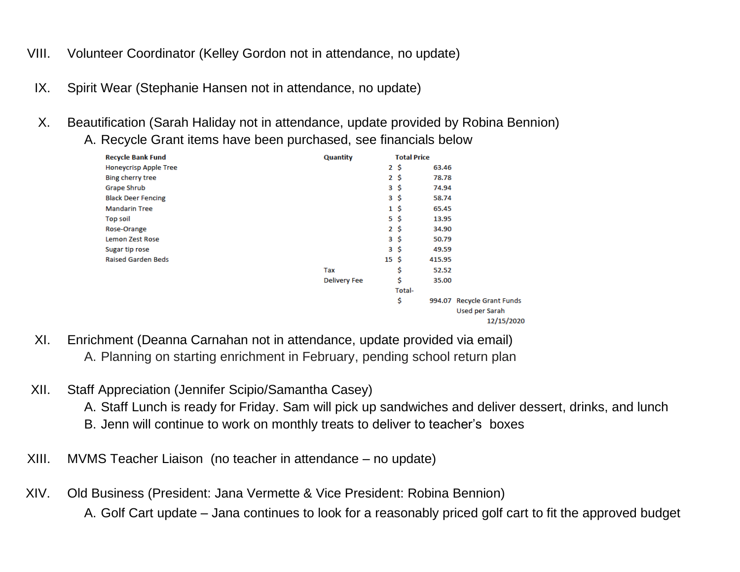VIII. Volunteer Coordinator (Kelley Gordon not in attendance, no update)

IX. Spirit Wear (Stephanie Hansen not in attendance, no update)

X. Beautification (Sarah Haliday not in attendance, update provided by Robina Bennion)

   A. Recycle Grant items have been purchased, see financials below

| Recycle Bank Fund | Quantity | Total Price | |
|---|---|---|---|
| Honeycrisp Apple Tree | 2 | $ 63.46 | |
| Bing cherry tree | 2 | $ 78.78 | |
| Grape Shrub | 3 | $ 74.94 | |
| Black Deer Fencing | 3 | $ 58.74 | |
| Mandarin Tree | 1 | $ 65.45 | |
| Top soil | 5 | $ 13.95 | |
| Rose-Orange | 2 | $ 34.90 | |
| Lemon Zest Rose | 3 | $ 50.79 | |
| Sugar tip rose | 3 | $ 49.59 | |
| Raised Garden Beds | 15 | $ 415.95 | |
| | Tax | $ 52.52 | |
| | Delivery Fee | $ 35.00 | |
| | | Total- $ 994.07 | Recycle Grant Funds Used per Sarah 12/15/2020 |

XI. Enrichment (Deanna Carnahan not in attendance, update provided via email)

   A. Planning on starting enrichment in February, pending school return plan

XII. Staff Appreciation (Jennifer Scipio/Samantha Casey)

   A. Staff Lunch is ready for Friday. Sam will pick up sandwiches and deliver dessert, drinks, and lunch

   B. Jenn will continue to work on monthly treats to deliver to teacher's boxes

XIII. MVMS Teacher Liaison (no teacher in attendance – no update)

XIV. Old Business (President: Jana Vermette & Vice President: Robina Bennion)

   A. Golf Cart update – Jana continues to look for a reasonably priced golf cart to fit the approved budget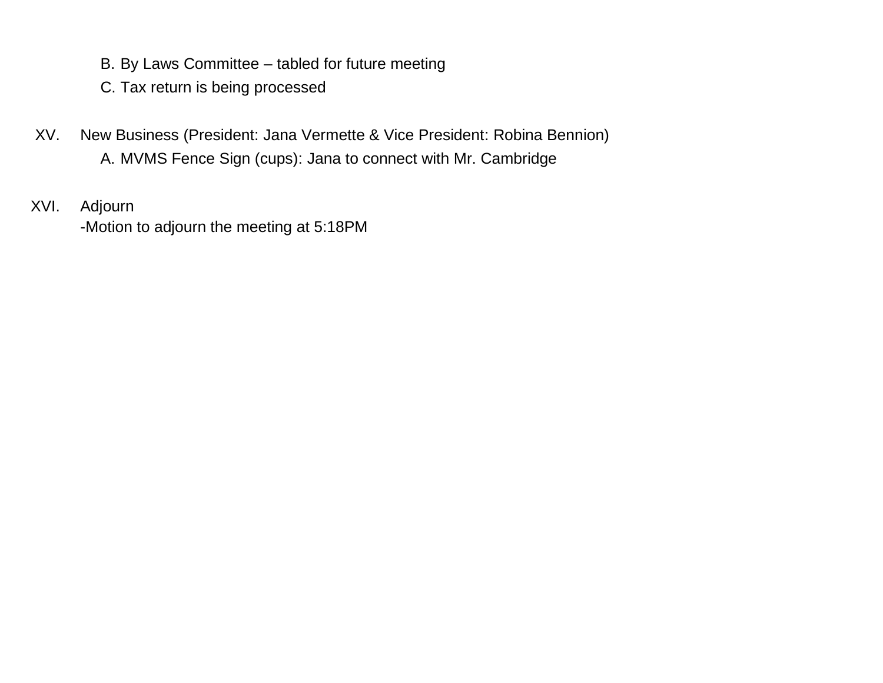B. By Laws Committee – tabled for future meeting

C. Tax return is being processed

XV. New Business (President: Jana Vermette & Vice President: Robina Bennion)

A. MVMS Fence Sign (cups): Jana to connect with Mr. Cambridge

XVI. Adjourn

-Motion to adjourn the meeting at 5:18PM